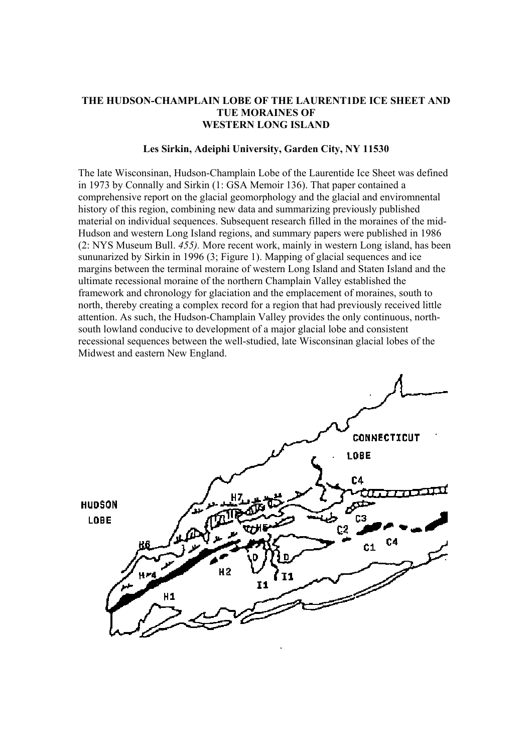# THE HUDSON-CHAMPLAIN LOBE OF THE LAURENT1DE ICE SHEET AND TUE MORAINES OF WESTERN LONG ISLAND

**Les Sirkin, Adeiphi University, Garden City, NY 11530**

The late Wisconsinan, Hudson-Champlain Lobe of the Laurentide Ice Sheet was defined in 1973 by Connally and Sirkin (1: GSA Memoir 136). That paper contained a comprehensive report on the glacial geomorphology and the glacial and enviromnental history of this region, combining new data and summarizing previously published material on individual sequences. Subsequent research filled in the moraines of the mid-Hudson and western Long Island regions, and summary papers were published in 1986 (2: NYS Museum Bull. *455).* More recent work, mainly in western Long island, has been sununarized by Sirkin in 1996 (3; Figure 1). Mapping of glacial sequences and ice margins between the terminal moraine of western Long Island and Staten Island and the ultimate recessional moraine of the northern Champlain Valley established the framework and chronology for glaciation and the emplacement of moraines, south to north, thereby creating a complex record for a region that had previously received little attention. As such, the Hudson-Champlain Valley provides the only continuous, north-south lowland conducive to development of a major glacial lobe and consistent recessional sequences between the well-studied, late Wisconsinan glacial lobes of the Midwest and eastern New England.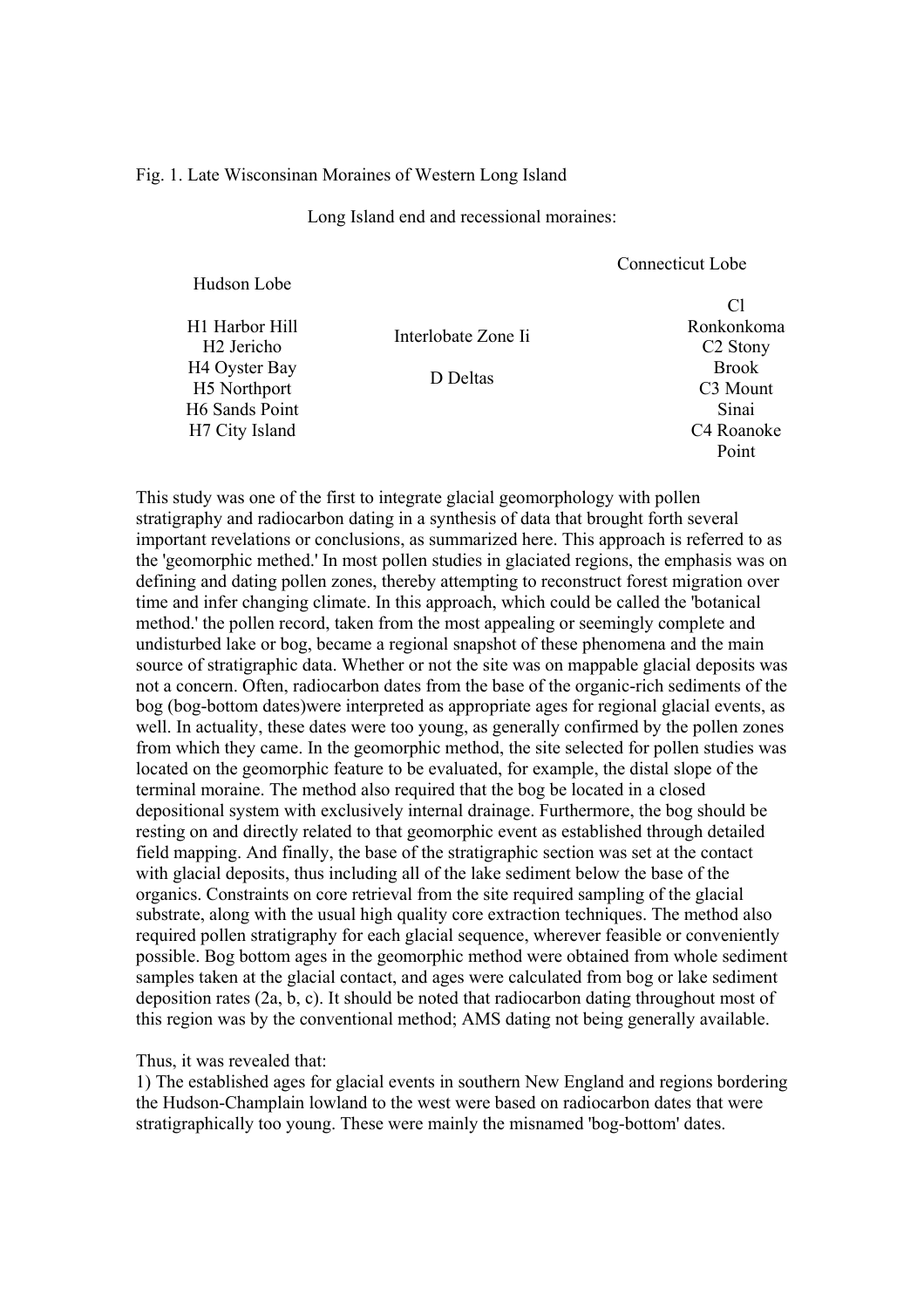Fig. 1. Late Wisconsinan Moraines of Western Long Island

Long Island end and recessional moraines:

| Hudson Lobe | | Connecticut Lobe |
|---|---|---|
| H1 Harbor Hill<br>H2 Jericho<br>H4 Oyster Bay<br>H5 Northport<br>H6 Sands Point<br>H7 City Island | Interlobate Zone Ii<br><br>D Deltas | Cl Ronkonkoma<br>C2 Stony Brook<br>C3 Mount Sinai<br>C4 Roanoke Point |

This study was one of the first to integrate glacial geomorphology with pollen stratigraphy and radiocarbon dating in a synthesis of data that brought forth several important revelations or conclusions, as summarized here. This approach is referred to as the 'geomorphic methed.' In most pollen studies in glaciated regions, the emphasis was on defining and dating pollen zones, thereby attempting to reconstruct forest migration over time and infer changing climate. In this approach, which could be called the 'botanical method.' the pollen record, taken from the most appealing or seemingly complete and undisturbed lake or bog, became a regional snapshot of these phenomena and the main source of stratigraphic data. Whether or not the site was on mappable glacial deposits was not a concern. Often, radiocarbon dates from the base of the organic-rich sediments of the bog (bog-bottom dates)were interpreted as appropriate ages for regional glacial events, as well. In actuality, these dates were too young, as generally confirmed by the pollen zones from which they came. In the geomorphic method, the site selected for pollen studies was located on the geomorphic feature to be evaluated, for example, the distal slope of the terminal moraine. The method also required that the bog be located in a closed depositional system with exclusively internal drainage. Furthermore, the bog should be resting on and directly related to that geomorphic event as established through detailed field mapping. And finally, the base of the stratigraphic section was set at the contact with glacial deposits, thus including all of the lake sediment below the base of the organics. Constraints on core retrieval from the site required sampling of the glacial substrate, along with the usual high quality core extraction techniques. The method also required pollen stratigraphy for each glacial sequence, wherever feasible or conveniently possible. Bog bottom ages in the geomorphic method were obtained from whole sediment samples taken at the glacial contact, and ages were calculated from bog or lake sediment deposition rates (2a, b, c). It should be noted that radiocarbon dating throughout most of this region was by the conventional method; AMS dating not being generally available.

Thus, it was revealed that:

1) The established ages for glacial events in southern New England and regions bordering the Hudson-Champlain lowland to the west were based on radiocarbon dates that were stratigraphically too young. These were mainly the misnamed 'bog-bottom' dates.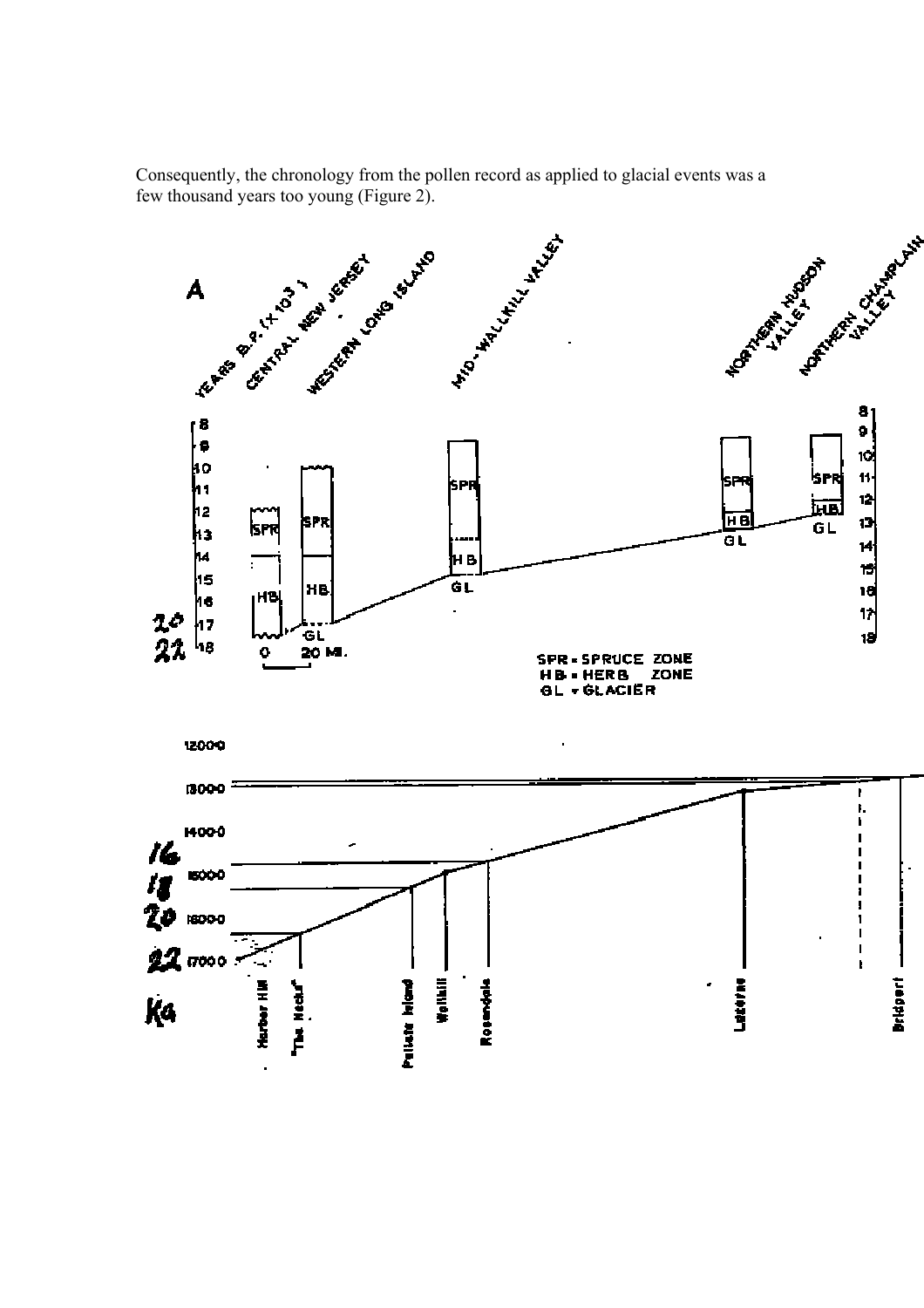Consequently, the chronology from the pollen record as applied to glacial events was a few thousand years too young (Figure 2).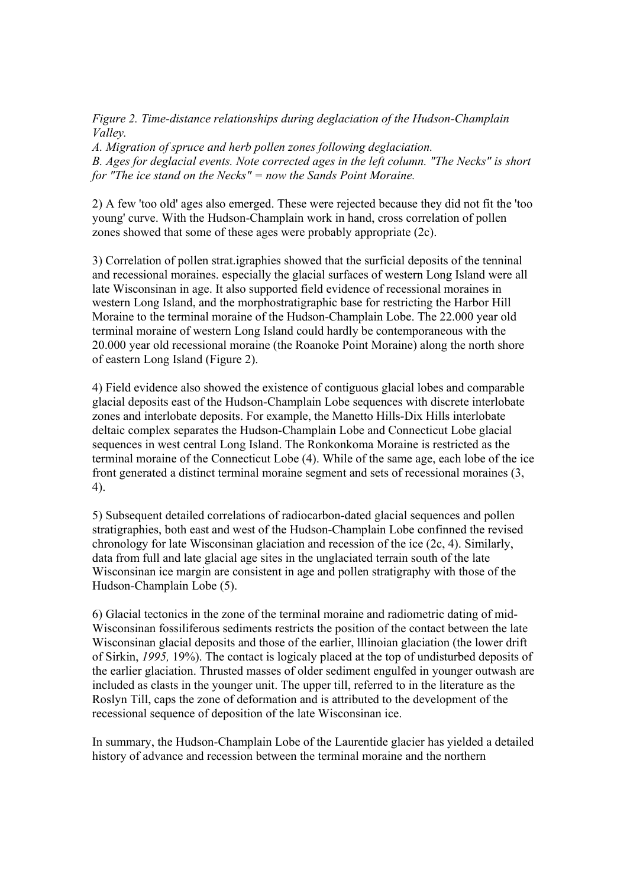*Figure 2. Time-distance relationships during deglaciation of the Hudson-Champlain Valley.*
*A. Migration of spruce and herb pollen zones following deglaciation.*
*B. Ages for deglacial events. Note corrected ages in the left column. "The Necks" is short for "The ice stand on the Necks" = now the Sands Point Moraine.*

2) A few 'too old' ages also emerged. These were rejected because they did not fit the 'too young' curve. With the Hudson-Champlain work in hand, cross correlation of pollen zones showed that some of these ages were probably appropriate (2c).

3) Correlation of pollen strat.igraphies showed that the surficial deposits of the tenninal and recessional moraines. especially the glacial surfaces of western Long Island were all late Wisconsinan in age. It also supported field evidence of recessional moraines in western Long Island, and the morphostratigraphic base for restricting the Harbor Hill Moraine to the terminal moraine of the Hudson-Champlain Lobe. The 22.000 year old terminal moraine of western Long Island could hardly be contemporaneous with the 20.000 year old recessional moraine (the Roanoke Point Moraine) along the north shore of eastern Long Island (Figure 2).

4) Field evidence also showed the existence of contiguous glacial lobes and comparable glacial deposits east of the Hudson-Champlain Lobe sequences with discrete interlobate zones and interlobate deposits. For example, the Manetto Hills-Dix Hills interlobate deltaic complex separates the Hudson-Champlain Lobe and Connecticut Lobe glacial sequences in west central Long Island. The Ronkonkoma Moraine is restricted as the terminal moraine of the Connecticut Lobe (4). While of the same age, each lobe of the ice front generated a distinct terminal moraine segment and sets of recessional moraines (3, 4).

5) Subsequent detailed correlations of radiocarbon-dated glacial sequences and pollen stratigraphies, both east and west of the Hudson-Champlain Lobe confinned the revised chronology for late Wisconsinan glaciation and recession of the ice (2c, 4). Similarly, data from full and late glacial age sites in the unglaciated terrain south of the late Wisconsinan ice margin are consistent in age and pollen stratigraphy with those of the Hudson-Champlain Lobe (5).

6) Glacial tectonics in the zone of the terminal moraine and radiometric dating of mid-Wisconsinan fossiliferous sediments restricts the position of the contact between the late Wisconsinan glacial deposits and those of the earlier, lllinoian glaciation (the lower drift of Sirkin, *1995,* 19%). The contact is logicaly placed at the top of undisturbed deposits of the earlier glaciation. Thrusted masses of older sediment engulfed in younger outwash are included as clasts in the younger unit. The upper till, referred to in the literature as the Roslyn Till, caps the zone of deformation and is attributed to the development of the recessional sequence of deposition of the late Wisconsinan ice.

In summary, the Hudson-Champlain Lobe of the Laurentide glacier has yielded a detailed history of advance and recession between the terminal moraine and the northern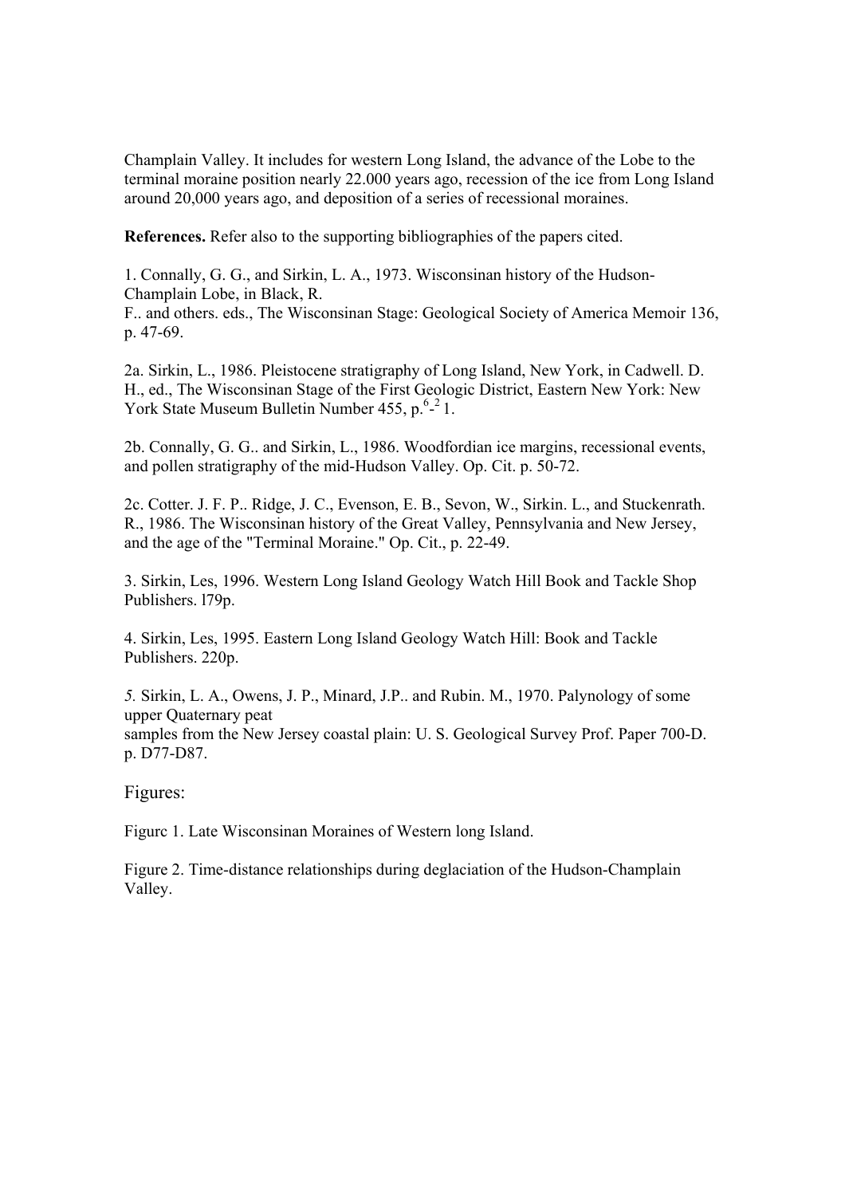Champlain Valley. It includes for western Long Island, the advance of the Lobe to the terminal moraine position nearly 22.000 years ago, recession of the ice from Long Island around 20,000 years ago, and deposition of a series of recessional moraines.

**References.** Refer also to the supporting bibliographies of the papers cited.

1. Connally, G. G., and Sirkin, L. A., 1973. Wisconsinan history of the Hudson-Champlain Lobe, in Black, R.
F.. and others. eds., The Wisconsinan Stage: Geological Society of America Memoir 136, p. 47-69.

2a. Sirkin, L., 1986. Pleistocene stratigraphy of Long Island, New York, in Cadwell. D. H., ed., The Wisconsinan Stage of the First Geologic District, Eastern New York: New York State Museum Bulletin Number 455, p.[6]-[2] 1.

2b. Connally, G. G.. and Sirkin, L., 1986. Woodfordian ice margins, recessional events, and pollen stratigraphy of the mid-Hudson Valley. Op. Cit. p. 50-72.

2c. Cotter. J. F. P.. Ridge, J. C., Evenson, E. B., Sevon, W., Sirkin. L., and Stuckenrath. R., 1986. The Wisconsinan history of the Great Valley, Pennsylvania and New Jersey, and the age of the "Terminal Moraine." Op. Cit., p. 22-49.

3. Sirkin, Les, 1996. Western Long Island Geology Watch Hill Book and Tackle Shop Publishers. l79p.

4. Sirkin, Les, 1995. Eastern Long Island Geology Watch Hill: Book and Tackle Publishers. 220p.

*5.* Sirkin, L. A., Owens, J. P., Minard, J.P.. and Rubin. M., 1970. Palynology of some upper Quaternary peat
samples from the New Jersey coastal plain: U. S. Geological Survey Prof. Paper 700-D. p. D77-D87.

Figures:

Figurc 1. Late Wisconsinan Moraines of Western long Island.

Figure 2. Time-distance relationships during deglaciation of the Hudson-Champlain Valley.